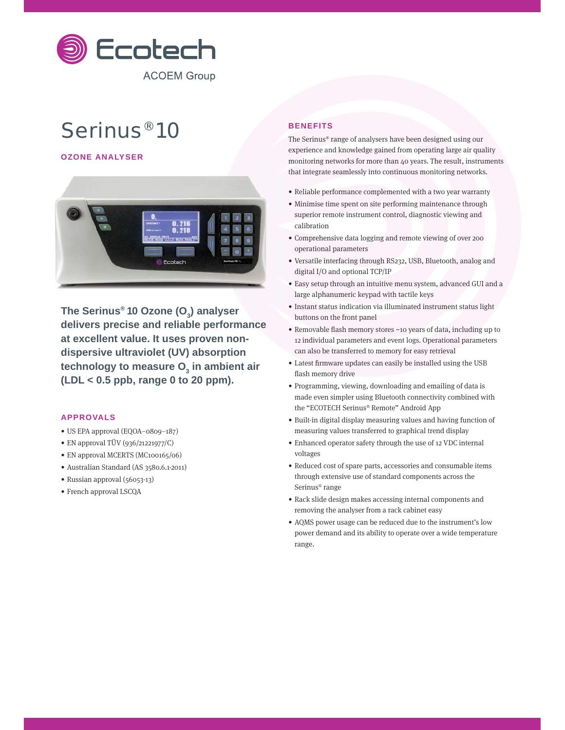Ecotech

ACOEM Group

# Serinus®10

## OZONE ANALYSER

**The Serinus® 10 Ozone ($O_3$) analyser delivers precise and reliable performance at excellent value. It uses proven non-dispersive ultraviolet (UV) absorption technology to measure $O_3$ in ambient air (LDL < 0.5 ppb, range 0 to 20 ppm).**

## APPROVALS

- US EPA approval (EQOA–0809–187)
- EN approval TÜV (936/21221977/C)
- EN approval MCERTS (MC100165/06)
- Australian Standard (AS 3580.6.1-2011)
- Russian approval (56053-13)
- French approval LSCQA

## BENEFITS

The Serinus® range of analysers have been designed using our experience and knowledge gained from operating large air quality monitoring networks for more than 40 years. The result, instruments that integrate seamlessly into continuous monitoring networks.

- Reliable performance complemented with a two year warranty
- Minimise time spent on site performing maintenance through superior remote instrument control, diagnostic viewing and calibration
- Comprehensive data logging and remote viewing of over 200 operational parameters
- Versatile interfacing through RS232, USB, Bluetooth, analog and digital I/O and optional TCP/IP
- Easy setup through an intuitive menu system, advanced GUI and a large alphanumeric keypad with tactile keys
- Instant status indication via illuminated instrument status light buttons on the front panel
- Removable flash memory stores ~10 years of data, including up to 12 individual parameters and event logs. Operational parameters can also be transferred to memory for easy retrieval
- Latest firmware updates can easily be installed using the USB flash memory drive
- Programming, viewing, downloading and emailing of data is made even simpler using Bluetooth connectivity combined with the "ECOTECH Serinus® Remote" Android App
- Built-in digital display measuring values and having function of measuring values transferred to graphical trend display
- Enhanced operator safety through the use of 12 VDC internal voltages
- Reduced cost of spare parts, accessories and consumable items through extensive use of standard components across the Serinus® range
- Rack slide design makes accessing internal components and removing the analyser from a rack cabinet easy
- AQMS power usage can be reduced due to the instrument's low power demand and its ability to operate over a wide temperature range.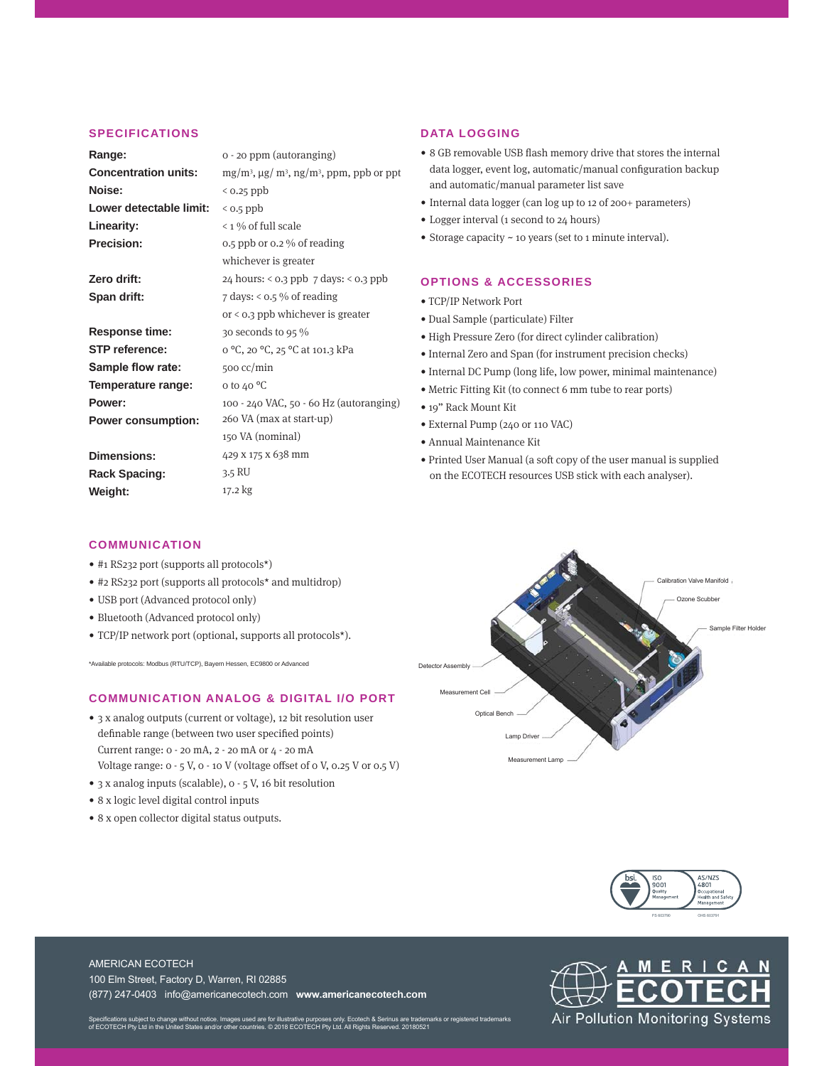## SPECIFICATIONS

| | |
|---|---|
| **Range:** | 0 - 20 ppm (autoranging) |
| **Concentration units:** | mg/m³, µg/ m³, ng/m³, ppm, ppb or ppt |
| **Noise:** | < 0.25 ppb |
| **Lower detectable limit:** | < 0.5 ppb |
| **Linearity:** | < 1 % of full scale |
| **Precision:** | 0.5 ppb or 0.2 % of reading whichever is greater |
| **Zero drift:** | 24 hours: < 0.3 ppb 7 days: < 0.3 ppb |
| **Span drift:** | 7 days: < 0.5 % of reading or < 0.3 ppb whichever is greater |
| **Response time:** | 30 seconds to 95 % |
| **STP reference:** | 0 °C, 20 °C, 25 °C at 101.3 kPa |
| **Sample flow rate:** | 500 cc/min |
| **Temperature range:** | 0 to 40 °C |
| **Power:** | 100 - 240 VAC, 50 - 60 Hz (autoranging) |
| **Power consumption:** | 260 VA (max at start-up) 150 VA (nominal) |
| **Dimensions:** | 429 x 175 x 638 mm |
| **Rack Spacing:** | 3.5 RU |
| **Weight:** | 17.2 kg |

## DATA LOGGING

- 8 GB removable USB flash memory drive that stores the internal data logger, event log, automatic/manual configuration backup and automatic/manual parameter list save
- Internal data logger (can log up to 12 of 200+ parameters)
- Logger interval (1 second to 24 hours)
- Storage capacity ~ 10 years (set to 1 minute interval).

## OPTIONS & ACCESSORIES

- TCP/IP Network Port
- Dual Sample (particulate) Filter
- High Pressure Zero (for direct cylinder calibration)
- Internal Zero and Span (for instrument precision checks)
- Internal DC Pump (long life, low power, minimal maintenance)
- Metric Fitting Kit (to connect 6 mm tube to rear ports)
- 19" Rack Mount Kit
- External Pump (240 or 110 VAC)
- Annual Maintenance Kit
- Printed User Manual (a soft copy of the user manual is supplied on the ECOTECH resources USB stick with each analyser).

## COMMUNICATION

- #1 RS232 port (supports all protocols*)
- #2 RS232 port (supports all protocols* and multidrop)
- USB port (Advanced protocol only)
- Bluetooth (Advanced protocol only)
- TCP/IP network port (optional, supports all protocols*).

*Available protocols: Modbus (RTU/TCP), Bayern Hessen, EC9800 or Advanced

## COMMUNICATION ANALOG & DIGITAL I/O PORT

- 3 x analog outputs (current or voltage), 12 bit resolution user definable range (between two user specified points)
  Current range: 0 - 20 mA, 2 - 20 mA or 4 - 20 mA
  Voltage range: 0 - 5 V, 0 - 10 V (voltage offset of 0 V, 0.25 V or 0.5 V)
- 3 x analog inputs (scalable), 0 - 5 V, 16 bit resolution
- 8 x logic level digital control inputs
- 8 x open collector digital status outputs.

Calibration Valve Manifold
Ozone Scrubber
Sample Filter Holder
Detector Assembly
Measurement Cell
Optical Bench
Lamp Driver
Measurement Lamp

AMERICAN ECOTECH
100 Elm Street, Factory D, Warren, RI 02885
(877) 247-0403 info@americanecotech.com **www.americanecotech.com**

Specifications subject to change without notice. Images used are for illustrative purposes only. Ecotech & Serinus are trademarks or registered trademarks of ECOTECH Pty Ltd in the United States and/or other countries. © 2018 ECOTECH Pty Ltd. All Rights Reserved. 20180521

AMERICAN ECOTECH Air Pollution Monitoring Systems